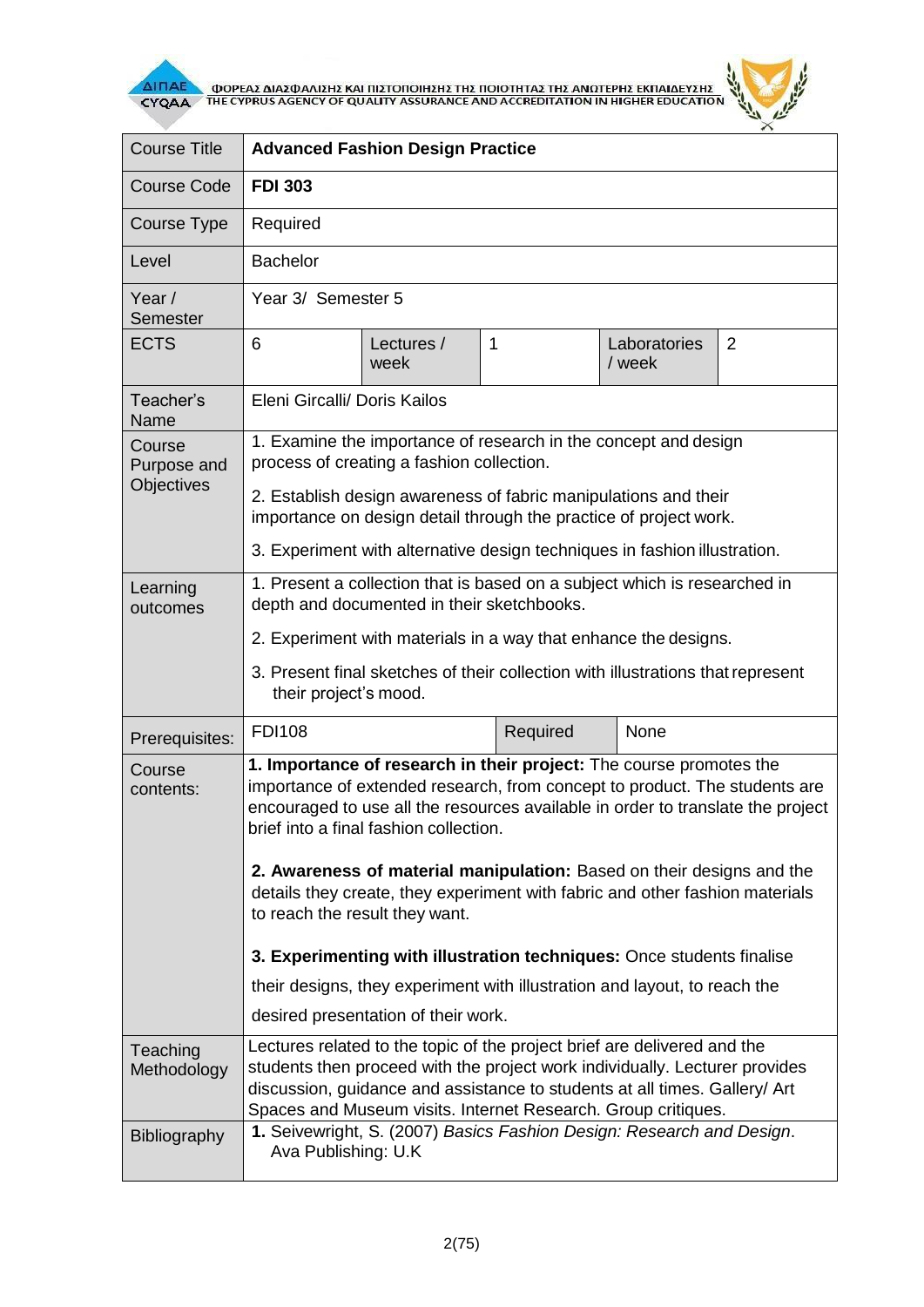| Course Title | **Advanced Fashion Design Practice** | | | | |
|---|---|---|---|---|---|
| Course Code | **FDI 303** | | | | |
| Course Type | Required | | | | |
| Level | Bachelor | | | | |
| Year / Semester | Year 3/ Semester 5 | | | | |
| ECTS | 6 | Lectures / week | 1 | Laboratories / week | 2 |
| Teacher's Name | Eleni Gircalli/ Doris Kailos | | | | |
| Course Purpose and Objectives | 1. Examine the importance of research in the concept and design process of creating a fashion collection.<br>2. Establish design awareness of fabric manipulations and their importance on design detail through the practice of project work.<br>3. Experiment with alternative design techniques in fashion illustration. | | | | |
| Learning outcomes | 1. Present a collection that is based on a subject which is researched in depth and documented in their sketchbooks.<br>2. Experiment with materials in a way that enhance the designs.<br>3. Present final sketches of their collection with illustrations that represent their project's mood. | | | | |
| Prerequisites: | FDI108 | | Required | None | |
| Course contents: | **1. Importance of research in their project:** The course promotes the importance of extended research, from concept to product. The students are encouraged to use all the resources available in order to translate the project brief into a final fashion collection.<br>**2. Awareness of material manipulation:** Based on their designs and the details they create, they experiment with fabric and other fashion materials to reach the result they want.<br>**3. Experimenting with illustration techniques:** Once students finalise their designs, they experiment with illustration and layout, to reach the desired presentation of their work. | | | | |
| Teaching Methodology | Lectures related to the topic of the project brief are delivered and the students then proceed with the project work individually. Lecturer provides discussion, guidance and assistance to students at all times. Gallery/ Art Spaces and Museum visits. Internet Research. Group critiques. | | | | |
| Bibliography | **1.** Seivewright, S. (2007) *Basics Fashion Design: Research and Design*. Ava Publishing: U.K | | | | |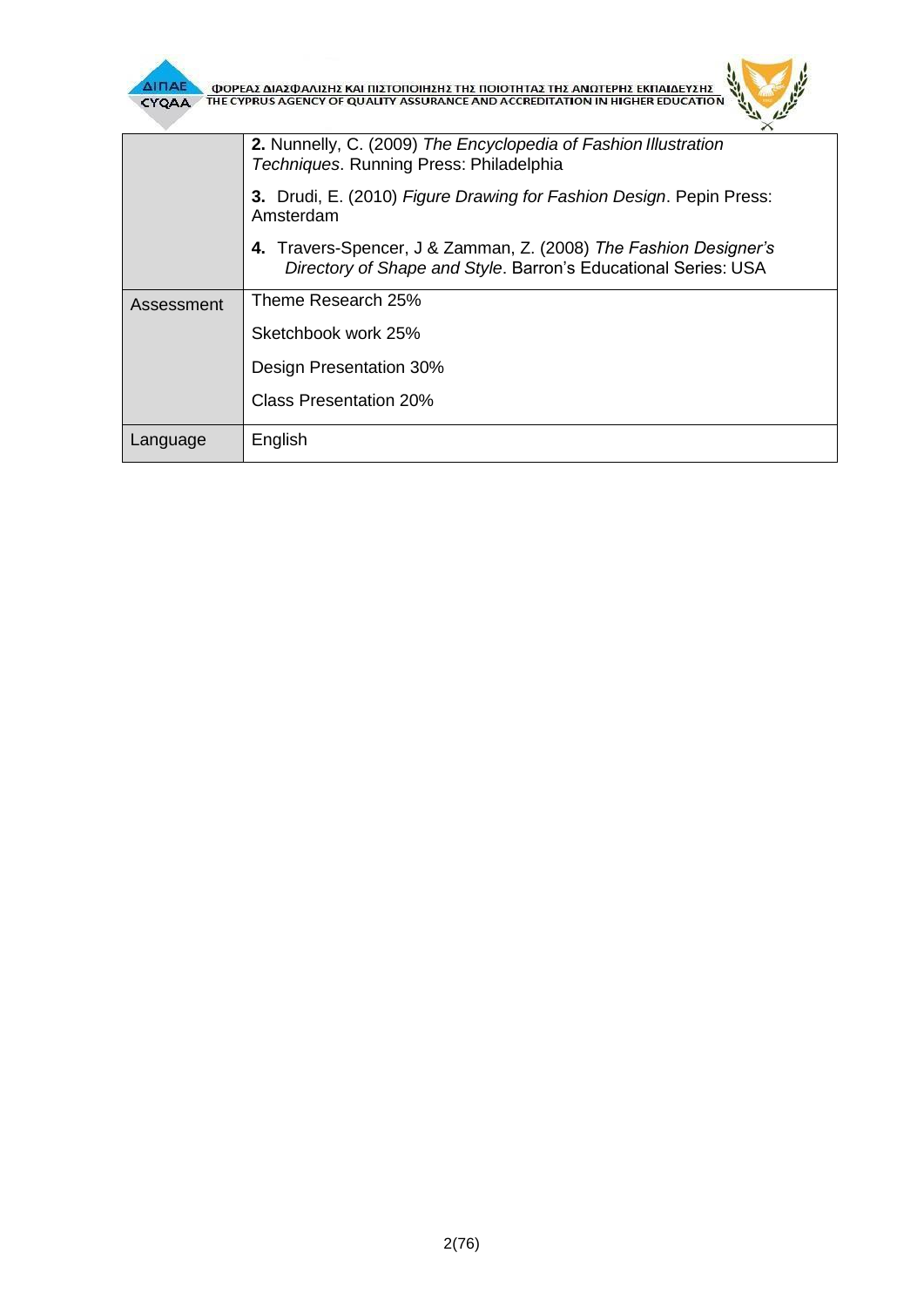| | |
|---|---|
| | **2.** Nunnelly, C. (2009) *The Encyclopedia of Fashion Illustration Techniques*. Running Press: Philadelphia<br><br>**3.** Drudi, E. (2010) *Figure Drawing for Fashion Design*. Pepin Press: Amsterdam<br><br>**4.** Travers-Spencer, J & Zamman, Z. (2008) *The Fashion Designer's Directory of Shape and Style*. Barron's Educational Series: USA |
| Assessment | Theme Research 25%<br><br>Sketchbook work 25%<br><br>Design Presentation 30%<br><br>Class Presentation 20% |
| Language | English |